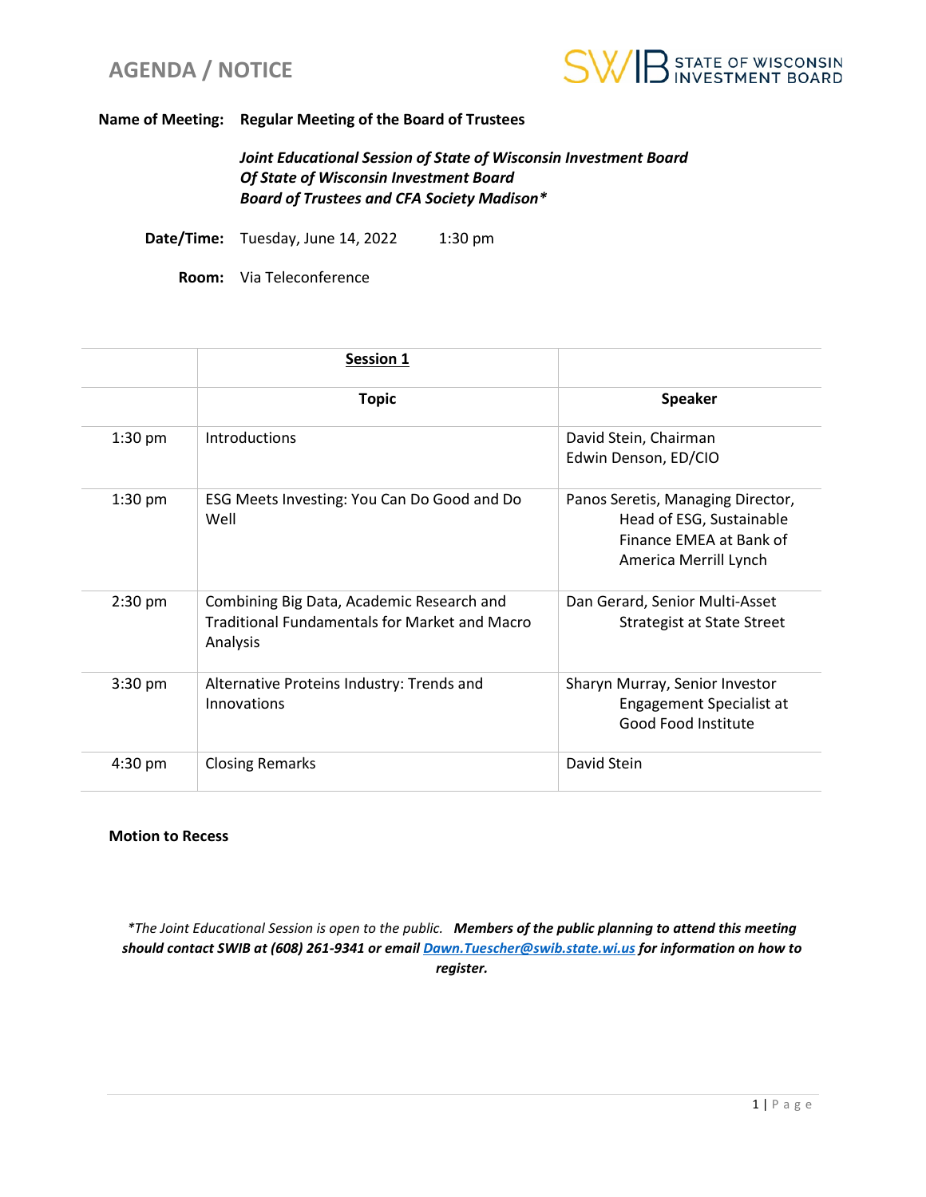# AGENDA / NOTICE

STATE OF WISCONSIN INVESTMENT BOARD

**Name of Meeting:** **Regular Meeting of the Board of Trustees**

***Joint Educational Session of State of Wisconsin Investment Board***
***Of State of Wisconsin Investment Board***
***Board of Trustees and CFA Society Madison****

**Date/Time:** Tuesday, June 14, 2022 1:30 pm

**Room:** Via Teleconference

| | **Session 1** | |
|---|---|---|
| | **Topic** | **Speaker** |
| 1:30 pm | Introductions | David Stein, Chairman<br>Edwin Denson, ED/CIO |
| 1:30 pm | ESG Meets Investing: You Can Do Good and Do Well | Panos Seretis, Managing Director, Head of ESG, Sustainable Finance EMEA at Bank of America Merrill Lynch |
| 2:30 pm | Combining Big Data, Academic Research and Traditional Fundamentals for Market and Macro Analysis | Dan Gerard, Senior Multi-Asset Strategist at State Street |
| 3:30 pm | Alternative Proteins Industry: Trends and Innovations | Sharyn Murray, Senior Investor Engagement Specialist at Good Food Institute |
| 4:30 pm | Closing Remarks | David Stein |

**Motion to Recess**

**The Joint Educational Session is open to the public.* ***Members of the public planning to attend this meeting should contact SWIB at (608) 261-9341 or email [Dawn.Tuescher@swib.state.wi.us](mailto:Dawn.Tuescher@swib.state.wi.us) for information on how to register.***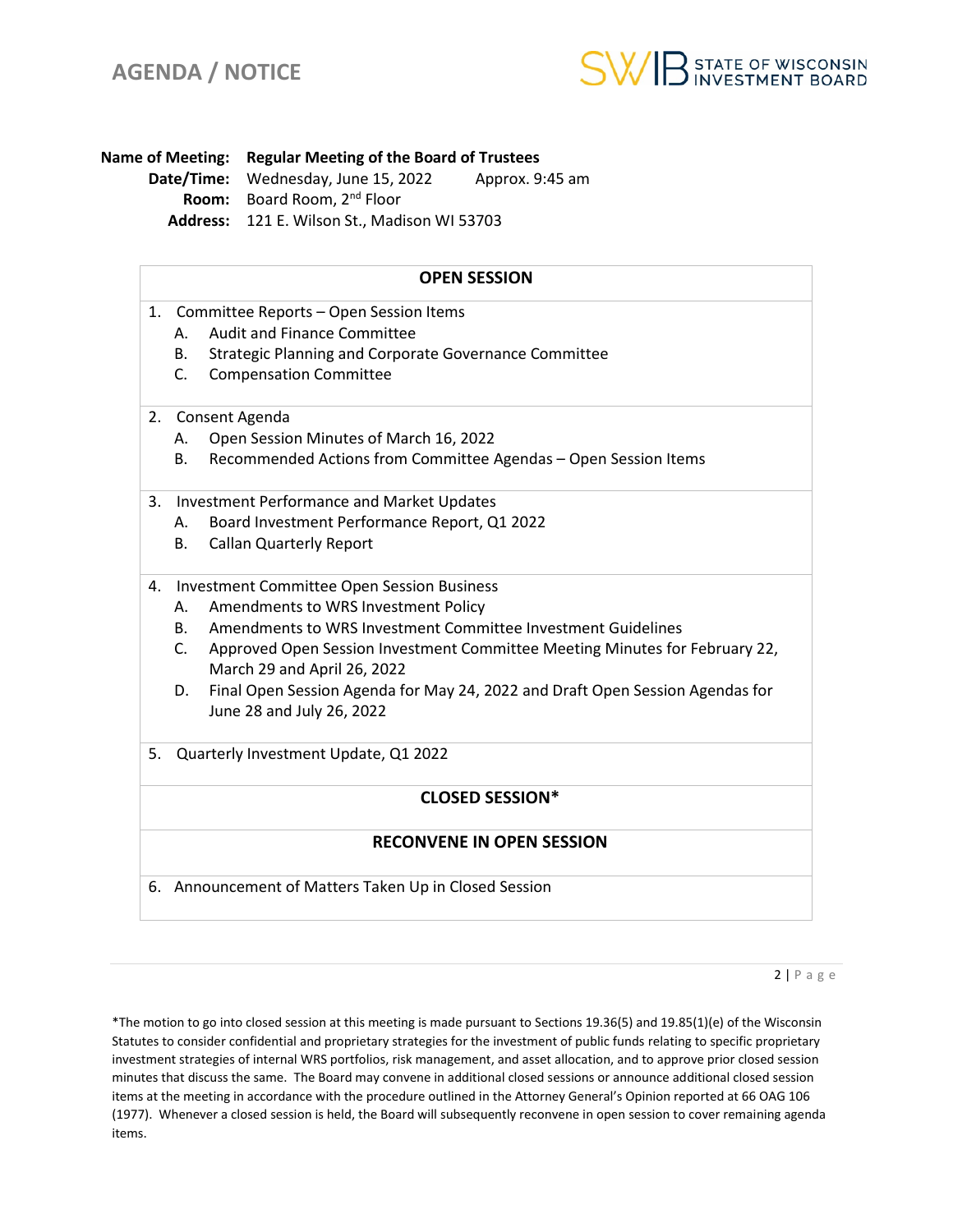# AGENDA / NOTICE

**Name of Meeting:** **Regular Meeting of the Board of Trustees**
**Date/Time:** Wednesday, June 15, 2022 Approx. 9:45 am
**Room:** Board Room, 2nd Floor
**Address:** 121 E. Wilson St., Madison WI 53703

## OPEN SESSION

1. Committee Reports – Open Session Items
   - A. Audit and Finance Committee
   - B. Strategic Planning and Corporate Governance Committee
   - C. Compensation Committee

2. Consent Agenda
   - A. Open Session Minutes of March 16, 2022
   - B. Recommended Actions from Committee Agendas – Open Session Items

3. Investment Performance and Market Updates
   - A. Board Investment Performance Report, Q1 2022
   - B. Callan Quarterly Report

4. Investment Committee Open Session Business
   - A. Amendments to WRS Investment Policy
   - B. Amendments to WRS Investment Committee Investment Guidelines
   - C. Approved Open Session Investment Committee Meeting Minutes for February 22, March 29 and April 26, 2022
   - D. Final Open Session Agenda for May 24, 2022 and Draft Open Session Agendas for June 28 and July 26, 2022

5. Quarterly Investment Update, Q1 2022

## CLOSED SESSION*

## RECONVENE IN OPEN SESSION

6. Announcement of Matters Taken Up in Closed Session

*The motion to go into closed session at this meeting is made pursuant to Sections 19.36(5) and 19.85(1)(e) of the Wisconsin Statutes to consider confidential and proprietary strategies for the investment of public funds relating to specific proprietary investment strategies of internal WRS portfolios, risk management, and asset allocation, and to approve prior closed session minutes that discuss the same. The Board may convene in additional closed sessions or announce additional closed session items at the meeting in accordance with the procedure outlined in the Attorney General's Opinion reported at 66 OAG 106 (1977). Whenever a closed session is held, the Board will subsequently reconvene in open session to cover remaining agenda items.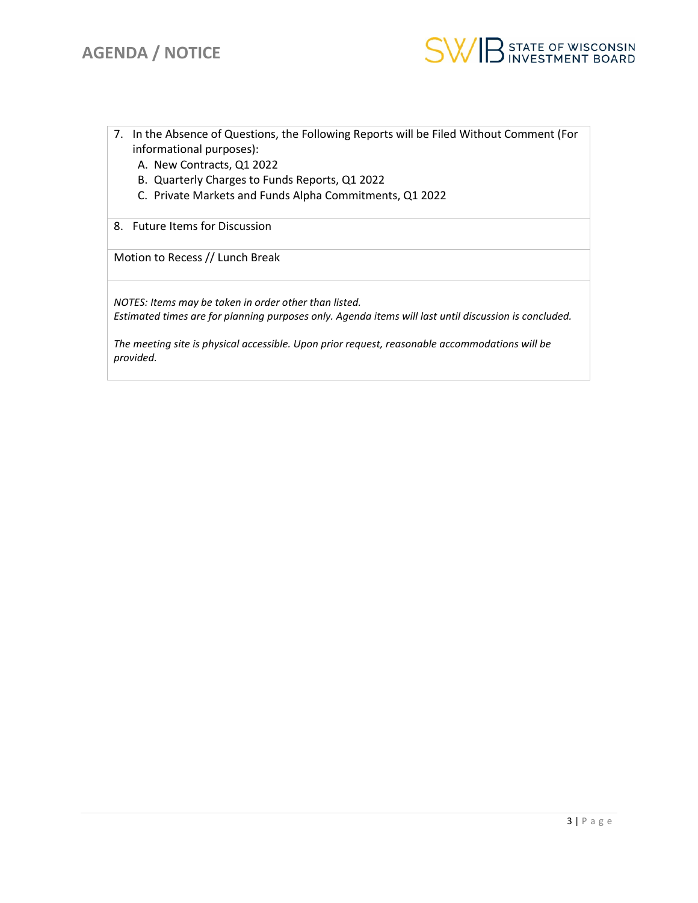7. In the Absence of Questions, the Following Reports will be Filed Without Comment (For informational purposes):
   A. New Contracts, Q1 2022
   B. Quarterly Charges to Funds Reports, Q1 2022
   C. Private Markets and Funds Alpha Commitments, Q1 2022

8. Future Items for Discussion

Motion to Recess // Lunch Break

*NOTES: Items may be taken in order other than listed.*
*Estimated times are for planning purposes only. Agenda items will last until discussion is concluded.*

*The meeting site is physical accessible. Upon prior request, reasonable accommodations will be provided.*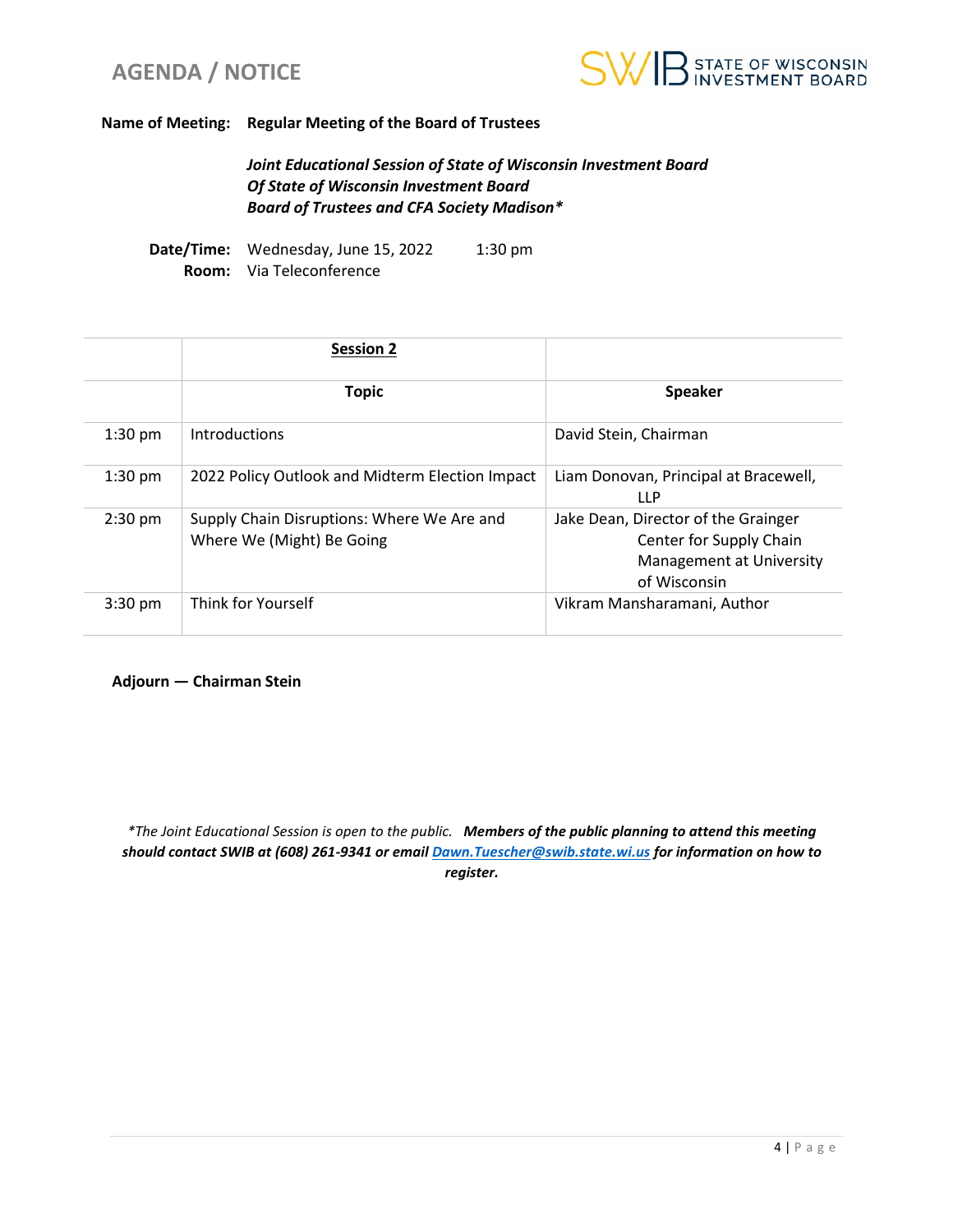# AGENDA / NOTICE

STATE OF WISCONSIN INVESTMENT BOARD

**Name of Meeting:** **Regular Meeting of the Board of Trustees**

***Joint Educational Session of State of Wisconsin Investment Board Of State of Wisconsin Investment Board Board of Trustees and CFA Society Madison****

**Date/Time:** Wednesday, June 15, 2022 1:30 pm
**Room:** Via Teleconference

| | **Session 2** | |
|---|---|---|
| | **Topic** | **Speaker** |
| 1:30 pm | Introductions | David Stein, Chairman |
| 1:30 pm | 2022 Policy Outlook and Midterm Election Impact | Liam Donovan, Principal at Bracewell, LLP |
| 2:30 pm | Supply Chain Disruptions: Where We Are and Where We (Might) Be Going | Jake Dean, Director of the Grainger Center for Supply Chain Management at University of Wisconsin |
| 3:30 pm | Think for Yourself | Vikram Mansharamani, Author |

**Adjourn — Chairman Stein**

*\*The Joint Educational Session is open to the public.* ***Members of the public planning to attend this meeting should contact SWIB at (608) 261-9341 or email [Dawn.Tuescher@swib.state.wi.us](mailto:Dawn.Tuescher@swib.state.wi.us) for information on how to register.***